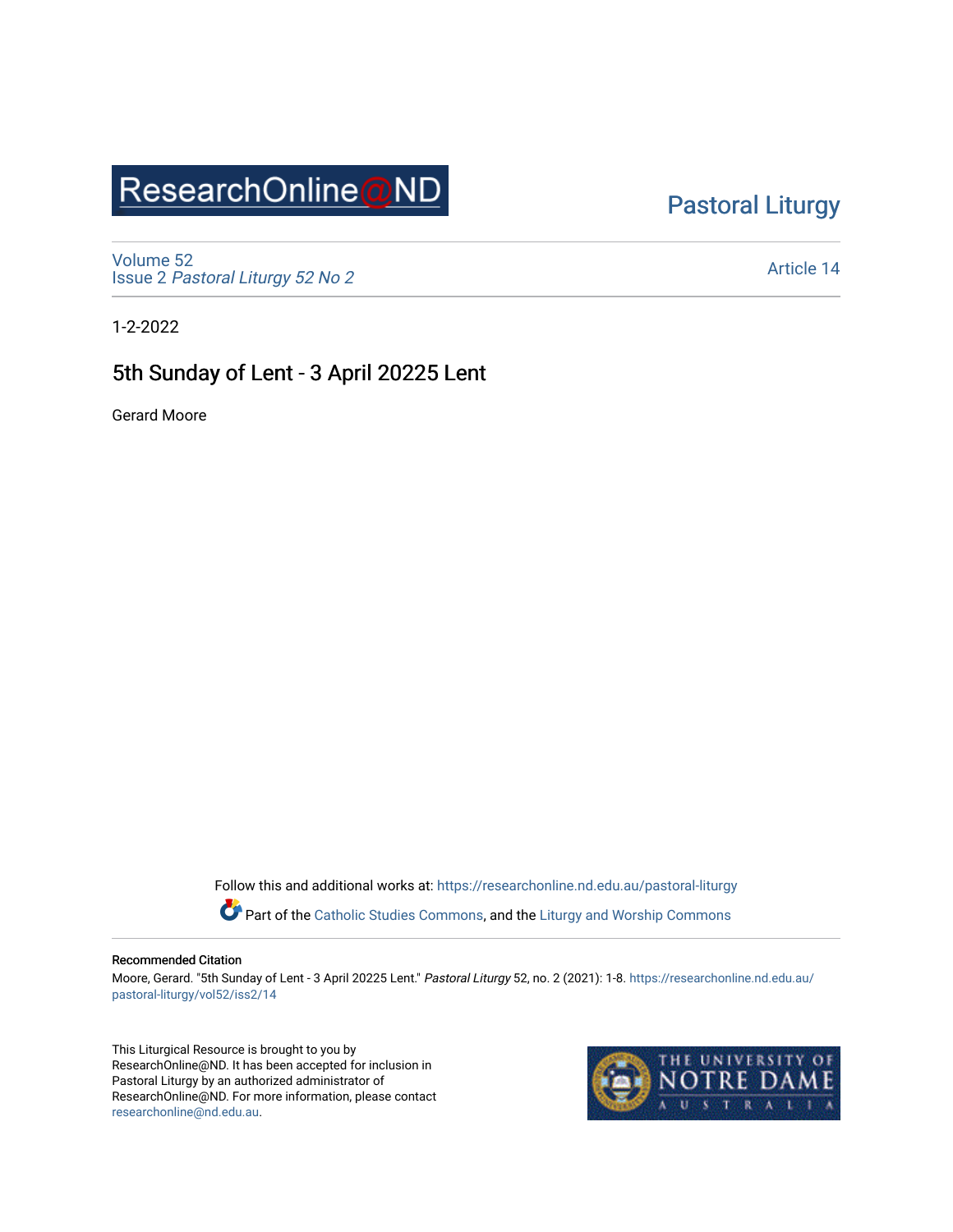ResearchOnline@ND

Pastoral Liturgy

Volume 52
Issue 2 *Pastoral Liturgy 52 No 2*

Article 14

1-2-2022

# 5th Sunday of Lent - 3 April 20225 Lent

Gerard Moore

Follow this and additional works at: https://researchonline.nd.edu.au/pastoral-liturgy

Part of the Catholic Studies Commons, and the Liturgy and Worship Commons

**Recommended Citation**

Moore, Gerard. "5th Sunday of Lent - 3 April 20225 Lent." *Pastoral Liturgy* 52, no. 2 (2021): 1-8. https://researchonline.nd.edu.au/pastoral-liturgy/vol52/iss2/14

This Liturgical Resource is brought to you by ResearchOnline@ND. It has been accepted for inclusion in Pastoral Liturgy by an authorized administrator of ResearchOnline@ND. For more information, please contact researchonline@nd.edu.au.

THE UNIVERSITY OF NOTRE DAME AUSTRALIA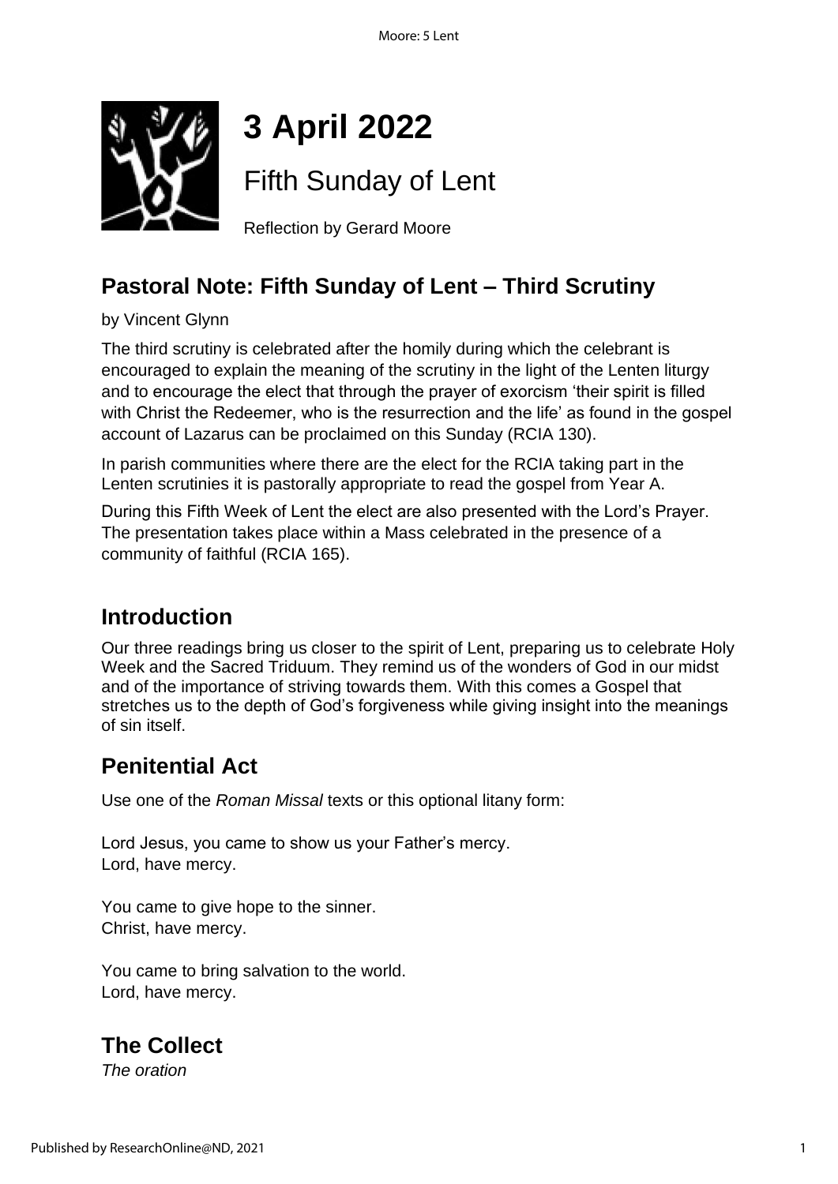# 3 April 2022

## Fifth Sunday of Lent

Reflection by Gerard Moore

## Pastoral Note: Fifth Sunday of Lent – Third Scrutiny

by Vincent Glynn

The third scrutiny is celebrated after the homily during which the celebrant is encouraged to explain the meaning of the scrutiny in the light of the Lenten liturgy and to encourage the elect that through the prayer of exorcism 'their spirit is filled with Christ the Redeemer, who is the resurrection and the life' as found in the gospel account of Lazarus can be proclaimed on this Sunday (RCIA 130).

In parish communities where there are the elect for the RCIA taking part in the Lenten scrutinies it is pastorally appropriate to read the gospel from Year A.

During this Fifth Week of Lent the elect are also presented with the Lord's Prayer. The presentation takes place within a Mass celebrated in the presence of a community of faithful (RCIA 165).

## Introduction

Our three readings bring us closer to the spirit of Lent, preparing us to celebrate Holy Week and the Sacred Triduum. They remind us of the wonders of God in our midst and of the importance of striving towards them. With this comes a Gospel that stretches us to the depth of God's forgiveness while giving insight into the meanings of sin itself.

## Penitential Act

Use one of the *Roman Missal* texts or this optional litany form:

Lord Jesus, you came to show us your Father's mercy.
Lord, have mercy.

You came to give hope to the sinner.
Christ, have mercy.

You came to bring salvation to the world.
Lord, have mercy.

## The Collect

*The oration*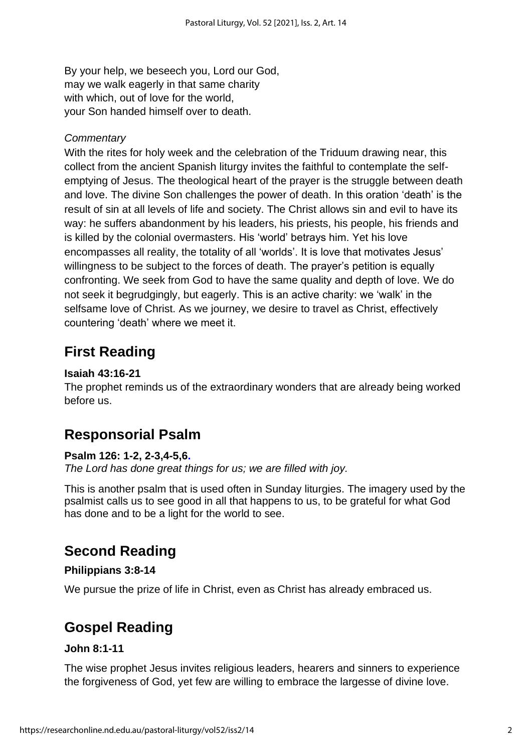By your help, we beseech you, Lord our God,
may we walk eagerly in that same charity
with which, out of love for the world,
your Son handed himself over to death.

*Commentary*

With the rites for holy week and the celebration of the Triduum drawing near, this collect from the ancient Spanish liturgy invites the faithful to contemplate the self-emptying of Jesus. The theological heart of the prayer is the struggle between death and love. The divine Son challenges the power of death. In this oration 'death' is the result of sin at all levels of life and society. The Christ allows sin and evil to have its way: he suffers abandonment by his leaders, his priests, his people, his friends and is killed by the colonial overmasters. His 'world' betrays him. Yet his love encompasses all reality, the totality of all 'worlds'. It is love that motivates Jesus' willingness to be subject to the forces of death. The prayer's petition is equally confronting. We seek from God to have the same quality and depth of love. We do not seek it begrudgingly, but eagerly. This is an active charity: we 'walk' in the selfsame love of Christ. As we journey, we desire to travel as Christ, effectively countering 'death' where we meet it.

## First Reading

**Isaiah 43:16-21**

The prophet reminds us of the extraordinary wonders that are already being worked before us.

## Responsorial Psalm

**Psalm 126: 1-2, 2-3,4-5,6.**

*The Lord has done great things for us; we are filled with joy.*

This is another psalm that is used often in Sunday liturgies. The imagery used by the psalmist calls us to see good in all that happens to us, to be grateful for what God has done and to be a light for the world to see.

## Second Reading

**Philippians 3:8-14**

We pursue the prize of life in Christ, even as Christ has already embraced us.

## Gospel Reading

**John 8:1-11**

The wise prophet Jesus invites religious leaders, hearers and sinners to experience the forgiveness of God, yet few are willing to embrace the largesse of divine love.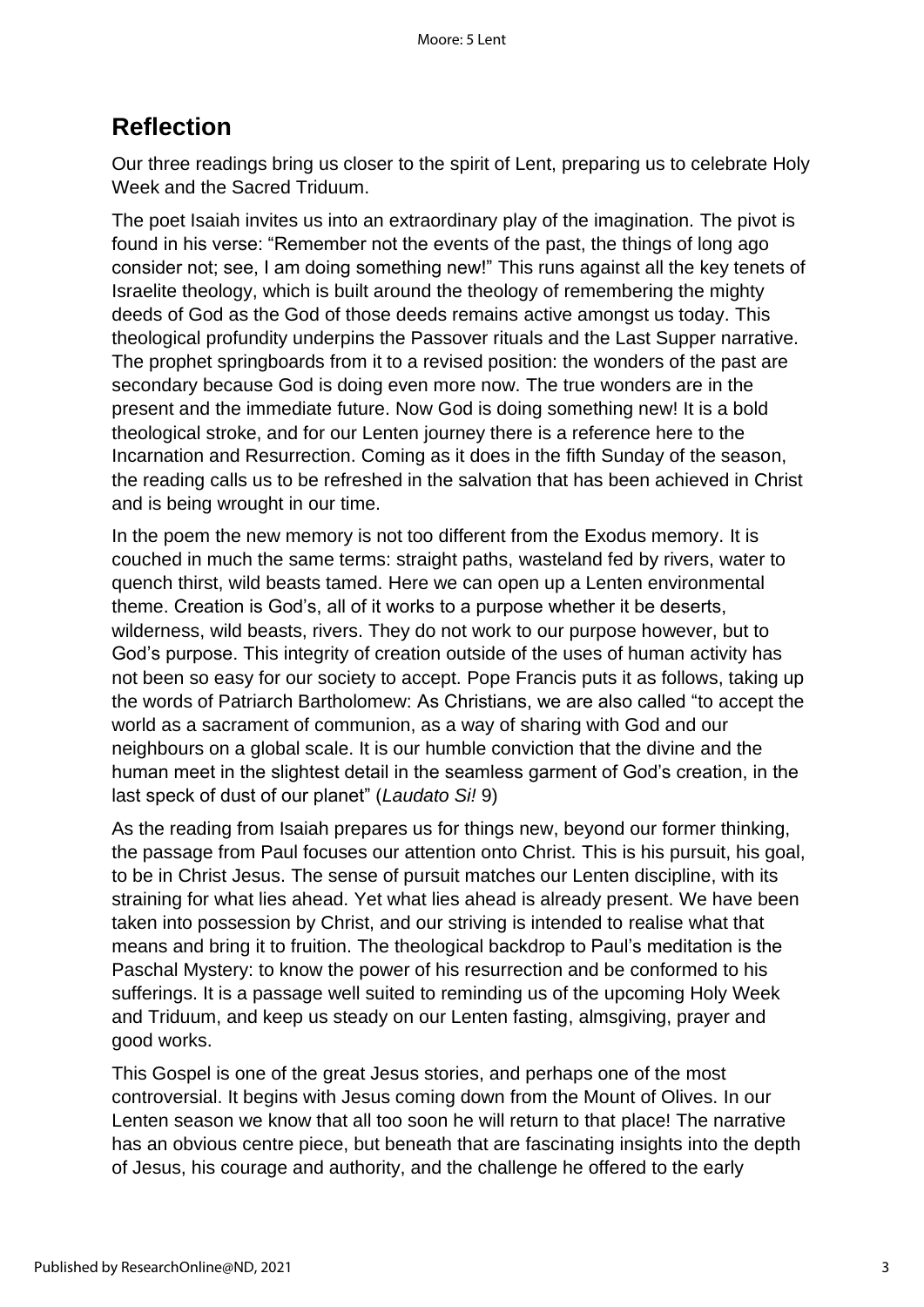## Reflection

Our three readings bring us closer to the spirit of Lent, preparing us to celebrate Holy Week and the Sacred Triduum.

The poet Isaiah invites us into an extraordinary play of the imagination. The pivot is found in his verse: "Remember not the events of the past, the things of long ago consider not; see, I am doing something new!" This runs against all the key tenets of Israelite theology, which is built around the theology of remembering the mighty deeds of God as the God of those deeds remains active amongst us today. This theological profundity underpins the Passover rituals and the Last Supper narrative. The prophet springboards from it to a revised position: the wonders of the past are secondary because God is doing even more now. The true wonders are in the present and the immediate future. Now God is doing something new! It is a bold theological stroke, and for our Lenten journey there is a reference here to the Incarnation and Resurrection. Coming as it does in the fifth Sunday of the season, the reading calls us to be refreshed in the salvation that has been achieved in Christ and is being wrought in our time.

In the poem the new memory is not too different from the Exodus memory. It is couched in much the same terms: straight paths, wasteland fed by rivers, water to quench thirst, wild beasts tamed. Here we can open up a Lenten environmental theme. Creation is God's, all of it works to a purpose whether it be deserts, wilderness, wild beasts, rivers. They do not work to our purpose however, but to God's purpose. This integrity of creation outside of the uses of human activity has not been so easy for our society to accept. Pope Francis puts it as follows, taking up the words of Patriarch Bartholomew: As Christians, we are also called "to accept the world as a sacrament of communion, as a way of sharing with God and our neighbours on a global scale. It is our humble conviction that the divine and the human meet in the slightest detail in the seamless garment of God's creation, in the last speck of dust of our planet" (*Laudato Si!* 9)

As the reading from Isaiah prepares us for things new, beyond our former thinking, the passage from Paul focuses our attention onto Christ. This is his pursuit, his goal, to be in Christ Jesus. The sense of pursuit matches our Lenten discipline, with its straining for what lies ahead. Yet what lies ahead is already present. We have been taken into possession by Christ, and our striving is intended to realise what that means and bring it to fruition. The theological backdrop to Paul's meditation is the Paschal Mystery: to know the power of his resurrection and be conformed to his sufferings. It is a passage well suited to reminding us of the upcoming Holy Week and Triduum, and keep us steady on our Lenten fasting, almsgiving, prayer and good works.

This Gospel is one of the great Jesus stories, and perhaps one of the most controversial. It begins with Jesus coming down from the Mount of Olives. In our Lenten season we know that all too soon he will return to that place! The narrative has an obvious centre piece, but beneath that are fascinating insights into the depth of Jesus, his courage and authority, and the challenge he offered to the early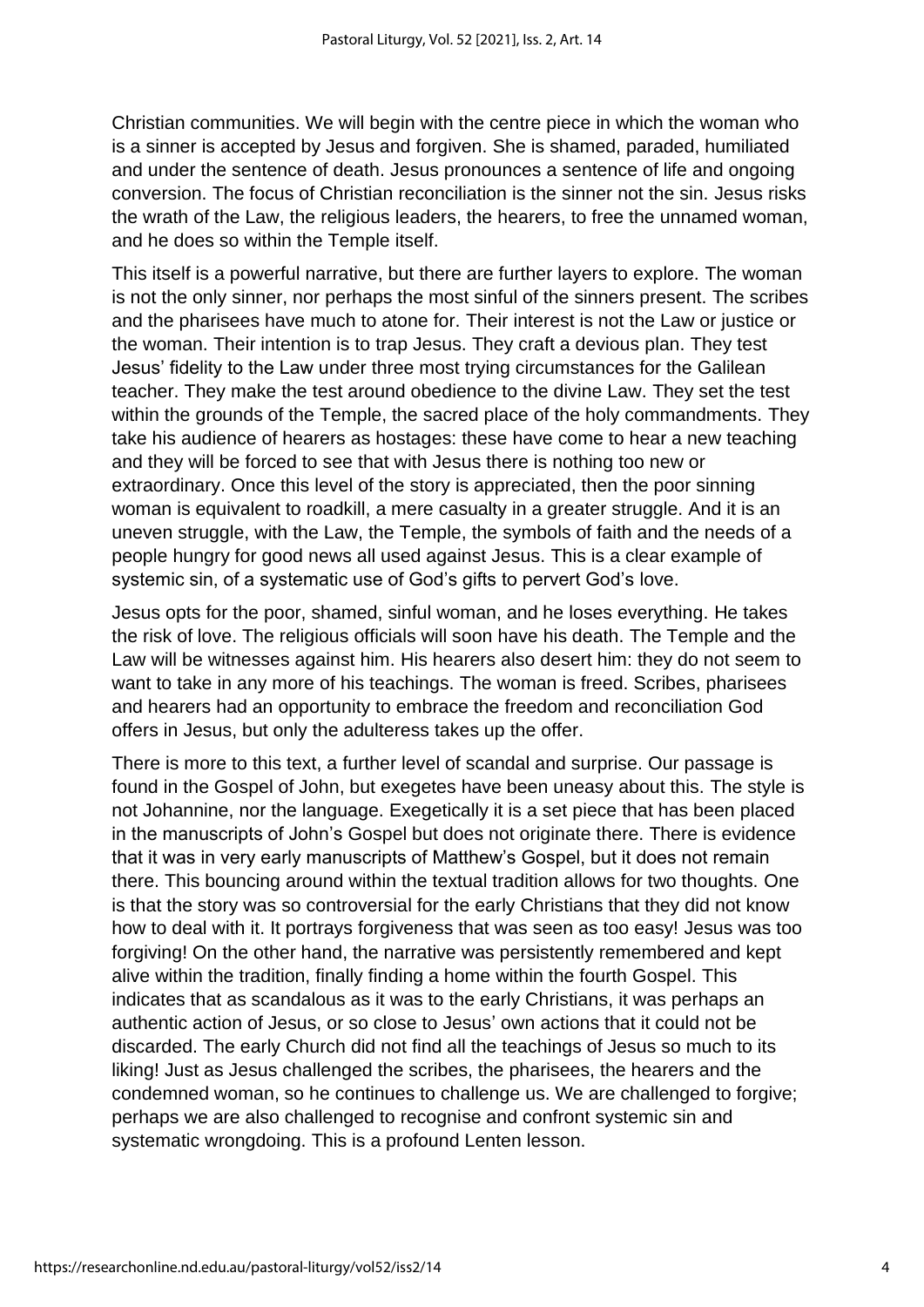Christian communities. We will begin with the centre piece in which the woman who is a sinner is accepted by Jesus and forgiven. She is shamed, paraded, humiliated and under the sentence of death. Jesus pronounces a sentence of life and ongoing conversion. The focus of Christian reconciliation is the sinner not the sin. Jesus risks the wrath of the Law, the religious leaders, the hearers, to free the unnamed woman, and he does so within the Temple itself.

This itself is a powerful narrative, but there are further layers to explore. The woman is not the only sinner, nor perhaps the most sinful of the sinners present. The scribes and the pharisees have much to atone for. Their interest is not the Law or justice or the woman. Their intention is to trap Jesus. They craft a devious plan. They test Jesus' fidelity to the Law under three most trying circumstances for the Galilean teacher. They make the test around obedience to the divine Law. They set the test within the grounds of the Temple, the sacred place of the holy commandments. They take his audience of hearers as hostages: these have come to hear a new teaching and they will be forced to see that with Jesus there is nothing too new or extraordinary. Once this level of the story is appreciated, then the poor sinning woman is equivalent to roadkill, a mere casualty in a greater struggle. And it is an uneven struggle, with the Law, the Temple, the symbols of faith and the needs of a people hungry for good news all used against Jesus. This is a clear example of systemic sin, of a systematic use of God's gifts to pervert God's love.

Jesus opts for the poor, shamed, sinful woman, and he loses everything. He takes the risk of love. The religious officials will soon have his death. The Temple and the Law will be witnesses against him. His hearers also desert him: they do not seem to want to take in any more of his teachings. The woman is freed. Scribes, pharisees and hearers had an opportunity to embrace the freedom and reconciliation God offers in Jesus, but only the adulteress takes up the offer.

There is more to this text, a further level of scandal and surprise. Our passage is found in the Gospel of John, but exegetes have been uneasy about this. The style is not Johannine, nor the language. Exegetically it is a set piece that has been placed in the manuscripts of John's Gospel but does not originate there. There is evidence that it was in very early manuscripts of Matthew's Gospel, but it does not remain there. This bouncing around within the textual tradition allows for two thoughts. One is that the story was so controversial for the early Christians that they did not know how to deal with it. It portrays forgiveness that was seen as too easy! Jesus was too forgiving! On the other hand, the narrative was persistently remembered and kept alive within the tradition, finally finding a home within the fourth Gospel. This indicates that as scandalous as it was to the early Christians, it was perhaps an authentic action of Jesus, or so close to Jesus' own actions that it could not be discarded. The early Church did not find all the teachings of Jesus so much to its liking! Just as Jesus challenged the scribes, the pharisees, the hearers and the condemned woman, so he continues to challenge us. We are challenged to forgive; perhaps we are also challenged to recognise and confront systemic sin and systematic wrongdoing. This is a profound Lenten lesson.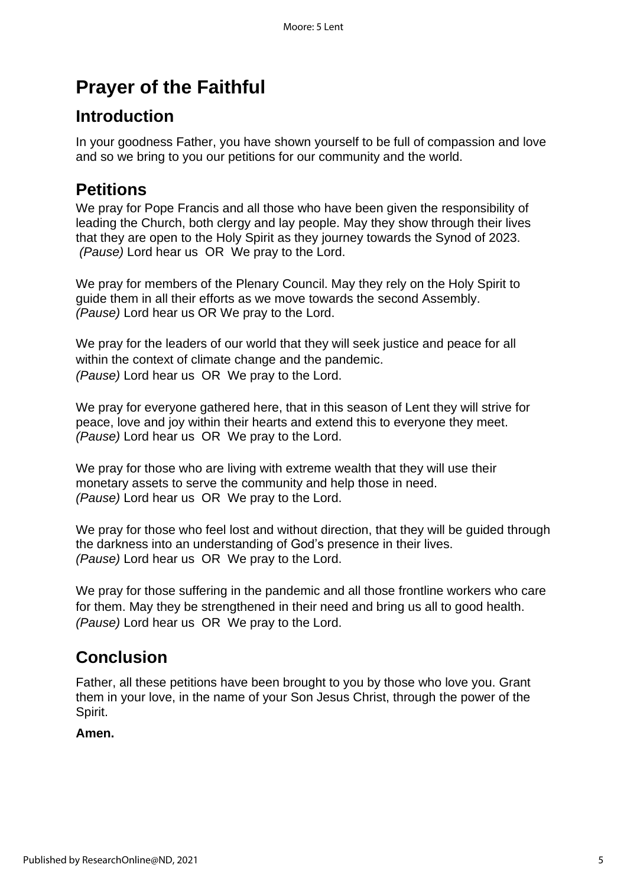# Prayer of the Faithful

## Introduction

In your goodness Father, you have shown yourself to be full of compassion and love and so we bring to you our petitions for our community and the world.

## Petitions

We pray for Pope Francis and all those who have been given the responsibility of leading the Church, both clergy and lay people. May they show through their lives that they are open to the Holy Spirit as they journey towards the Synod of 2023. *(Pause)* Lord hear us OR We pray to the Lord.

We pray for members of the Plenary Council. May they rely on the Holy Spirit to guide them in all their efforts as we move towards the second Assembly. *(Pause)* Lord hear us OR We pray to the Lord.

We pray for the leaders of our world that they will seek justice and peace for all within the context of climate change and the pandemic. *(Pause)* Lord hear us OR We pray to the Lord.

We pray for everyone gathered here, that in this season of Lent they will strive for peace, love and joy within their hearts and extend this to everyone they meet. *(Pause)* Lord hear us OR We pray to the Lord.

We pray for those who are living with extreme wealth that they will use their monetary assets to serve the community and help those in need. *(Pause)* Lord hear us OR We pray to the Lord.

We pray for those who feel lost and without direction, that they will be guided through the darkness into an understanding of God's presence in their lives. *(Pause)* Lord hear us OR We pray to the Lord.

We pray for those suffering in the pandemic and all those frontline workers who care for them. May they be strengthened in their need and bring us all to good health. *(Pause)* Lord hear us OR We pray to the Lord.

## Conclusion

Father, all these petitions have been brought to you by those who love you. Grant them in your love, in the name of your Son Jesus Christ, through the power of the Spirit.

**Amen.**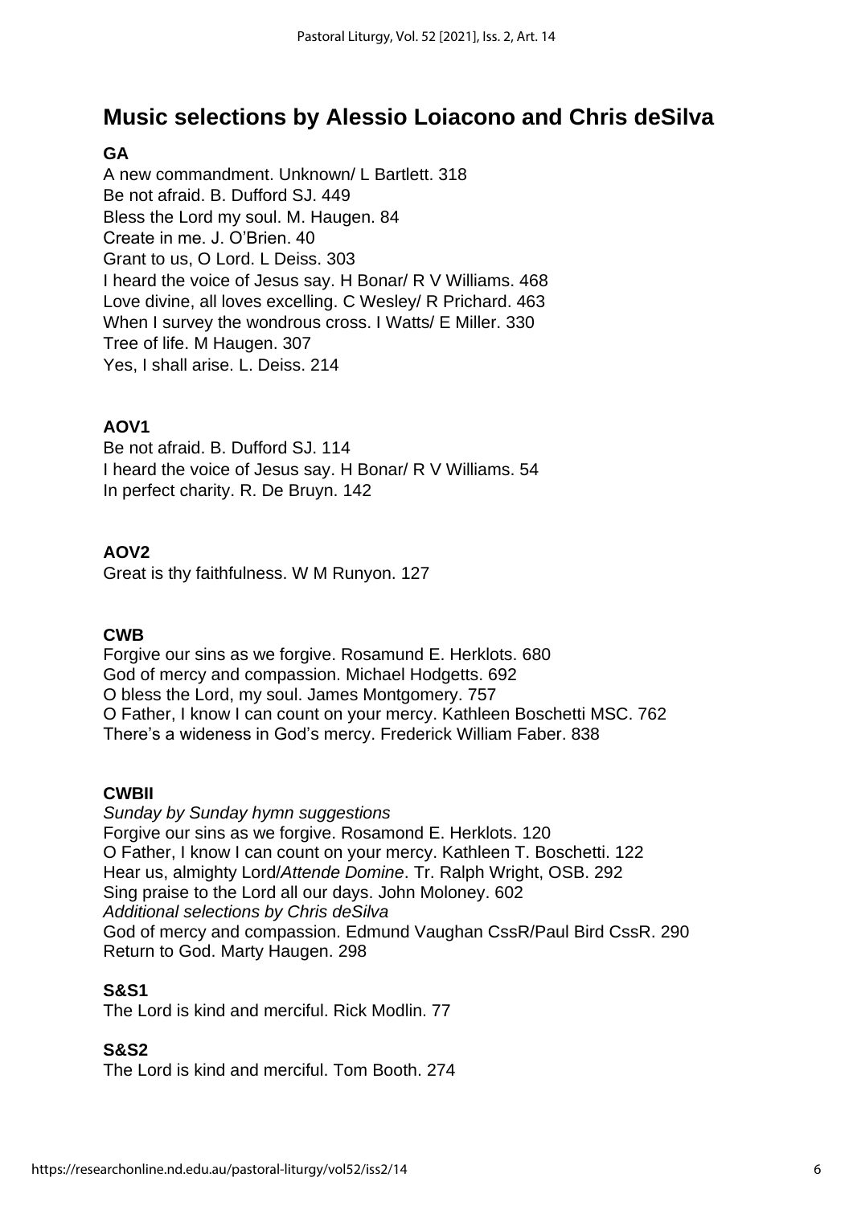## Music selections by Alessio Loiacono and Chris deSilva

**GA**

A new commandment. Unknown/ L Bartlett. 318
Be not afraid. B. Dufford SJ. 449
Bless the Lord my soul. M. Haugen. 84
Create in me. J. O'Brien. 40
Grant to us, O Lord. L Deiss. 303
I heard the voice of Jesus say. H Bonar/ R V Williams. 468
Love divine, all loves excelling. C Wesley/ R Prichard. 463
When I survey the wondrous cross. I Watts/ E Miller. 330
Tree of life. M Haugen. 307
Yes, I shall arise. L. Deiss. 214

**AOV1**

Be not afraid. B. Dufford SJ. 114
I heard the voice of Jesus say. H Bonar/ R V Williams. 54
In perfect charity. R. De Bruyn. 142

**AOV2**

Great is thy faithfulness. W M Runyon. 127

**CWB**

Forgive our sins as we forgive. Rosamund E. Herklots. 680
God of mercy and compassion. Michael Hodgetts. 692
O bless the Lord, my soul. James Montgomery. 757
O Father, I know I can count on your mercy. Kathleen Boschetti MSC. 762
There's a wideness in God's mercy. Frederick William Faber. 838

**CWBII**

*Sunday by Sunday hymn suggestions*
Forgive our sins as we forgive. Rosamond E. Herklots. 120
O Father, I know I can count on your mercy. Kathleen T. Boschetti. 122
Hear us, almighty Lord/*Attende Domine*. Tr. Ralph Wright, OSB. 292
Sing praise to the Lord all our days. John Moloney. 602
*Additional selections by Chris deSilva*
God of mercy and compassion. Edmund Vaughan CssR/Paul Bird CssR. 290
Return to God. Marty Haugen. 298

**S&S1**

The Lord is kind and merciful. Rick Modlin. 77

**S&S2**

The Lord is kind and merciful. Tom Booth. 274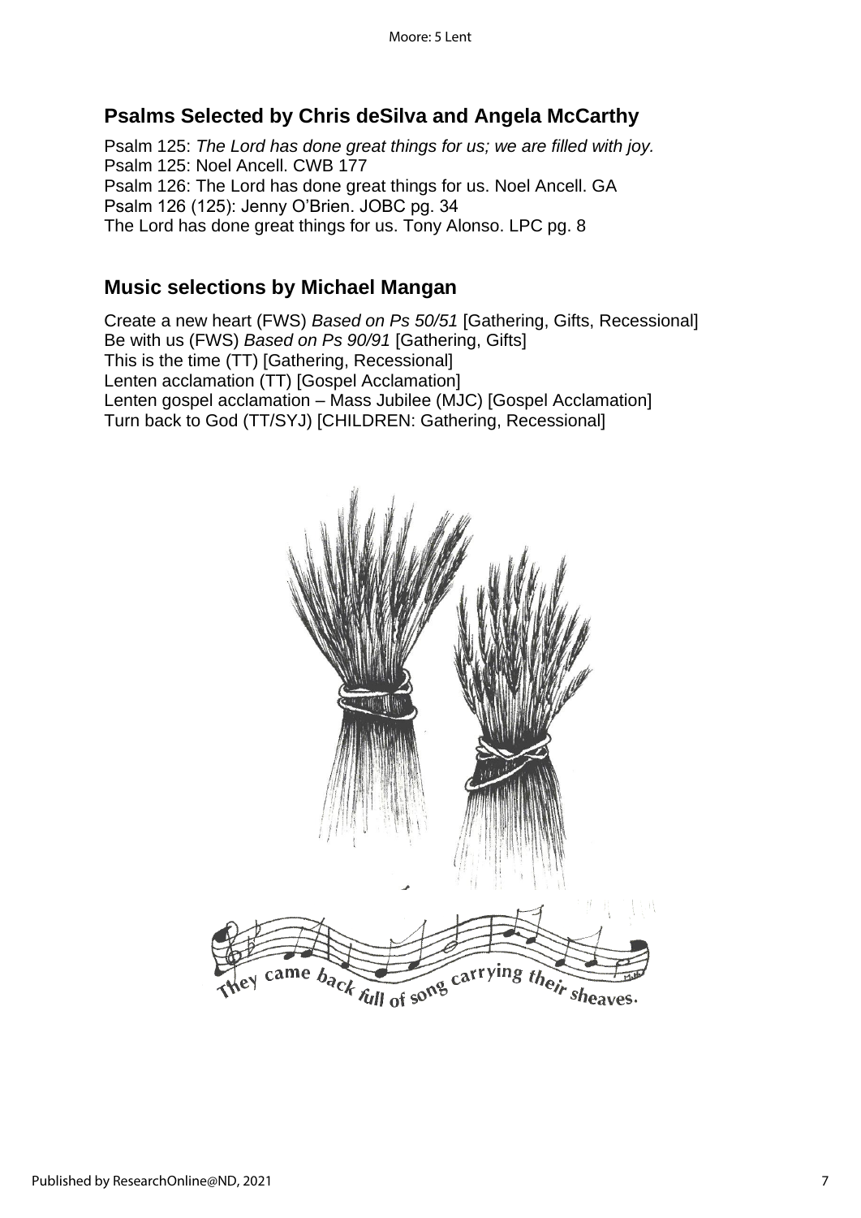## Psalms Selected by Chris deSilva and Angela McCarthy

Psalm 125: *The Lord has done great things for us; we are filled with joy.*
Psalm 125: Noel Ancell. CWB 177
Psalm 126: The Lord has done great things for us. Noel Ancell. GA
Psalm 126 (125): Jenny O'Brien. JOBC pg. 34
The Lord has done great things for us. Tony Alonso. LPC pg. 8

## Music selections by Michael Mangan

Create a new heart (FWS) *Based on Ps 50/51* [Gathering, Gifts, Recessional]
Be with us (FWS) *Based on Ps 90/91* [Gathering, Gifts]
This is the time (TT) [Gathering, Recessional]
Lenten acclamation (TT) [Gospel Acclamation]
Lenten gospel acclamation – Mass Jubilee (MJC) [Gospel Acclamation]
Turn back to God (TT/SYJ) [CHILDREN: Gathering, Recessional]